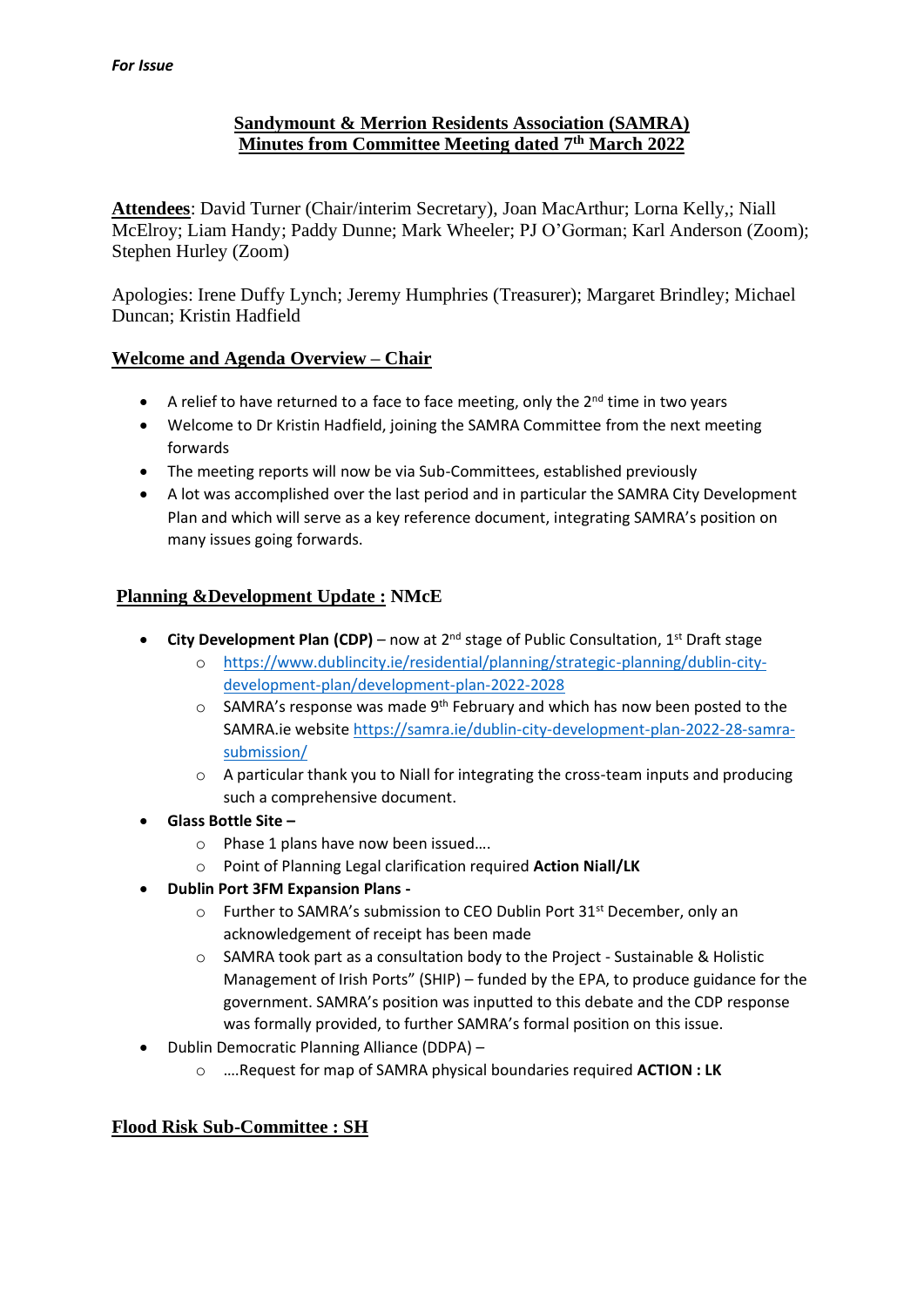*For Issue*

# Sandymount & Merrion Residents Association (SAMRA)
# Minutes from Committee Meeting dated 7th March 2022

**Attendees**: David Turner (Chair/interim Secretary), Joan MacArthur; Lorna Kelly,; Niall McElroy; Liam Handy; Paddy Dunne; Mark Wheeler; PJ O'Gorman; Karl Anderson (Zoom); Stephen Hurley (Zoom)

Apologies: Irene Duffy Lynch; Jeremy Humphries (Treasurer); Margaret Brindley; Michael Duncan; Kristin Hadfield

## Welcome and Agenda Overview – Chair

- A relief to have returned to a face to face meeting, only the 2nd time in two years
- Welcome to Dr Kristin Hadfield, joining the SAMRA Committee from the next meeting forwards
- The meeting reports will now be via Sub-Committees, established previously
- A lot was accomplished over the last period and in particular the SAMRA City Development Plan and which will serve as a key reference document, integrating SAMRA's position on many issues going forwards.

## Planning &Development Update : NMcE

- **City Development Plan (CDP)** – now at 2nd stage of Public Consultation, 1st Draft stage
  - https://www.dublincity.ie/residential/planning/strategic-planning/dublin-city-development-plan/development-plan-2022-2028
  - SAMRA's response was made 9th February and which has now been posted to the SAMRA.ie website https://samra.ie/dublin-city-development-plan-2022-28-samra-submission/
  - A particular thank you to Niall for integrating the cross-team inputs and producing such a comprehensive document.
- **Glass Bottle Site –**
  - Phase 1 plans have now been issued….
  - Point of Planning Legal clarification required **Action Niall/LK**
- **Dublin Port 3FM Expansion Plans -**
  - Further to SAMRA's submission to CEO Dublin Port 31st December, only an acknowledgement of receipt has been made
  - SAMRA took part as a consultation body to the Project - Sustainable & Holistic Management of Irish Ports" (SHIP) – funded by the EPA, to produce guidance for the government. SAMRA's position was inputted to this debate and the CDP response was formally provided, to further SAMRA's formal position on this issue.
- Dublin Democratic Planning Alliance (DDPA) –
  - ….Request for map of SAMRA physical boundaries required **ACTION : LK**

## Flood Risk Sub-Committee : SH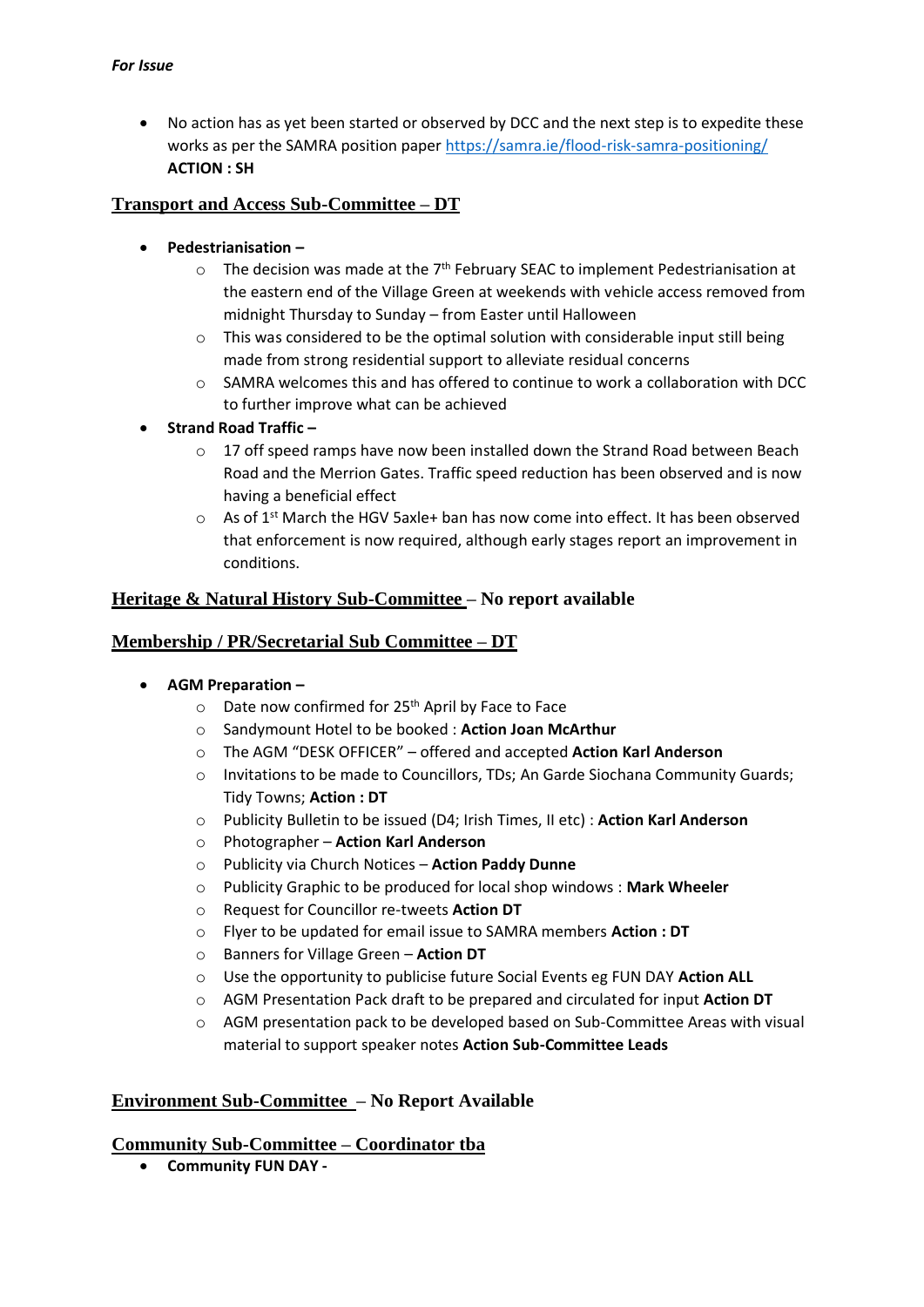*For Issue*

- No action has as yet been started or observed by DCC and the next step is to expedite these works as per the SAMRA position paper https://samra.ie/flood-risk-samra-positioning/ **ACTION : SH**

## Transport and Access Sub-Committee – DT

- **Pedestrianisation –**
  - The decision was made at the 7th February SEAC to implement Pedestrianisation at the eastern end of the Village Green at weekends with vehicle access removed from midnight Thursday to Sunday – from Easter until Halloween
  - This was considered to be the optimal solution with considerable input still being made from strong residential support to alleviate residual concerns
  - SAMRA welcomes this and has offered to continue to work a collaboration with DCC to further improve what can be achieved
- **Strand Road Traffic –**
  - 17 off speed ramps have now been installed down the Strand Road between Beach Road and the Merrion Gates. Traffic speed reduction has been observed and is now having a beneficial effect
  - As of 1st March the HGV 5axle+ ban has now come into effect. It has been observed that enforcement is now required, although early stages report an improvement in conditions.

## Heritage & Natural History Sub-Committee – No report available

## Membership / PR/Secretarial Sub Committee – DT

- **AGM Preparation –**
  - Date now confirmed for 25th April by Face to Face
  - Sandymount Hotel to be booked : **Action Joan McArthur**
  - The AGM "DESK OFFICER" – offered and accepted **Action Karl Anderson**
  - Invitations to be made to Councillors, TDs; An Garde Siochana Community Guards; Tidy Towns; **Action : DT**
  - Publicity Bulletin to be issued (D4; Irish Times, II etc) : **Action Karl Anderson**
  - Photographer – **Action Karl Anderson**
  - Publicity via Church Notices – **Action Paddy Dunne**
  - Publicity Graphic to be produced for local shop windows : **Mark Wheeler**
  - Request for Councillor re-tweets **Action DT**
  - Flyer to be updated for email issue to SAMRA members **Action : DT**
  - Banners for Village Green – **Action DT**
  - Use the opportunity to publicise future Social Events eg FUN DAY **Action ALL**
  - AGM Presentation Pack draft to be prepared and circulated for input **Action DT**
  - AGM presentation pack to be developed based on Sub-Committee Areas with visual material to support speaker notes **Action Sub-Committee Leads**

## Environment Sub-Committee – No Report Available

## Community Sub-Committee – Coordinator tba

- **Community FUN DAY -**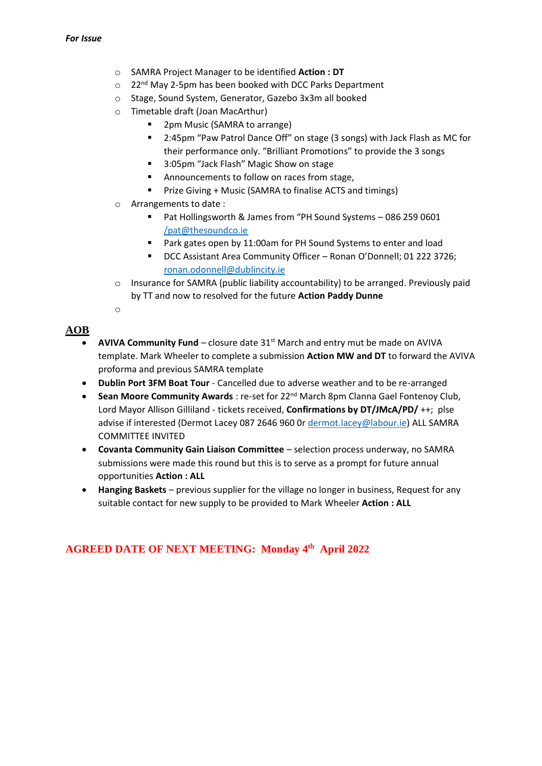*For Issue*

- SAMRA Project Manager to be identified **Action : DT**
- 22nd May 2-5pm has been booked with DCC Parks Department
- Stage, Sound System, Generator, Gazebo 3x3m all booked
- Timetable draft (Joan MacArthur)
  - 2pm Music (SAMRA to arrange)
  - 2:45pm "Paw Patrol Dance Off" on stage (3 songs) with Jack Flash as MC for their performance only. "Brilliant Promotions" to provide the 3 songs
  - 3:05pm "Jack Flash" Magic Show on stage
  - Announcements to follow on races from stage,
  - Prize Giving + Music (SAMRA to finalise ACTS and timings)
- Arrangements to date :
  - Pat Hollingsworth & James from "PH Sound Systems – 086 259 0601 /pat@thesoundco.ie
  - Park gates open by 11:00am for PH Sound Systems to enter and load
  - DCC Assistant Area Community Officer – Ronan O'Donnell; 01 222 3726; ronan.odonnell@dublincity.ie
- Insurance for SAMRA (public liability accountability) to be arranged. Previously paid by TT and now to resolved for the future **Action Paddy Dunne**

## AOB

- **AVIVA Community Fund** – closure date 31st March and entry mut be made on AVIVA template. Mark Wheeler to complete a submission **Action MW and DT** to forward the AVIVA proforma and previous SAMRA template
- **Dublin Port 3FM Boat Tour** - Cancelled due to adverse weather and to be re-arranged
- **Sean Moore Community Awards** : re-set for 22nd March 8pm Clanna Gael Fontenoy Club, Lord Mayor Allison Gilliland - tickets received, **Confirmations by DT/JMcA/PD/** ++; plse advise if interested (Dermot Lacey 087 2646 960 0r dermot.lacey@labour.ie) ALL SAMRA COMMITTEE INVITED
- **Covanta Community Gain Liaison Committee** – selection process underway, no SAMRA submissions were made this round but this is to serve as a prompt for future annual opportunities **Action : ALL**
- **Hanging Baskets** – previous supplier for the village no longer in business, Request for any suitable contact for new supply to be provided to Mark Wheeler **Action : ALL**

**AGREED DATE OF NEXT MEETING: Monday 4th April 2022**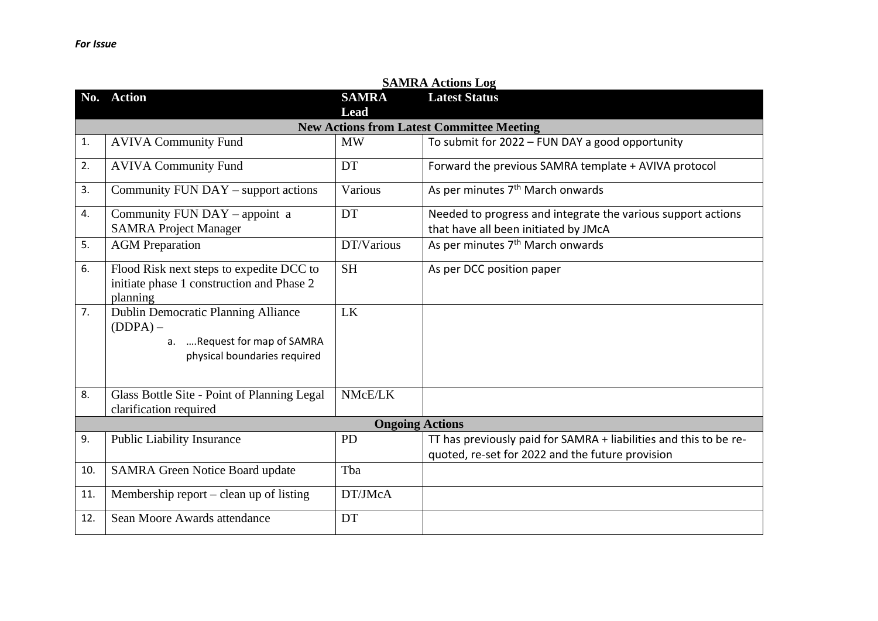*For Issue*

**SAMRA Actions Log**

| No. | Action | SAMRA Lead | Latest Status |
|---|---|---|---|
| **New Actions from Latest Committee Meeting** | | | |
| 1. | AVIVA Community Fund | MW | To submit for 2022 – FUN DAY a good opportunity |
| 2. | AVIVA Community Fund | DT | Forward the previous SAMRA template + AVIVA protocol |
| 3. | Community FUN DAY – support actions | Various | As per minutes 7th March onwards |
| 4. | Community FUN DAY – appoint a SAMRA Project Manager | DT | Needed to progress and integrate the various support actions that have all been initiated by JMcA |
| 5. | AGM Preparation | DT/Various | As per minutes 7th March onwards |
| 6. | Flood Risk next steps to expedite DCC to initiate phase 1 construction and Phase 2 planning | SH | As per DCC position paper |
| 7. | Dublin Democratic Planning Alliance (DDPA) – a. ….Request for map of SAMRA physical boundaries required | LK | |
| 8. | Glass Bottle Site - Point of Planning Legal clarification required | NMcE/LK | |
| **Ongoing Actions** | | | |
| 9. | Public Liability Insurance | PD | TT has previously paid for SAMRA + liabilities and this to be re-quoted, re-set for 2022 and the future provision |
| 10. | SAMRA Green Notice Board update | Tba | |
| 11. | Membership report – clean up of listing | DT/JMcA | |
| 12. | Sean Moore Awards attendance | DT | |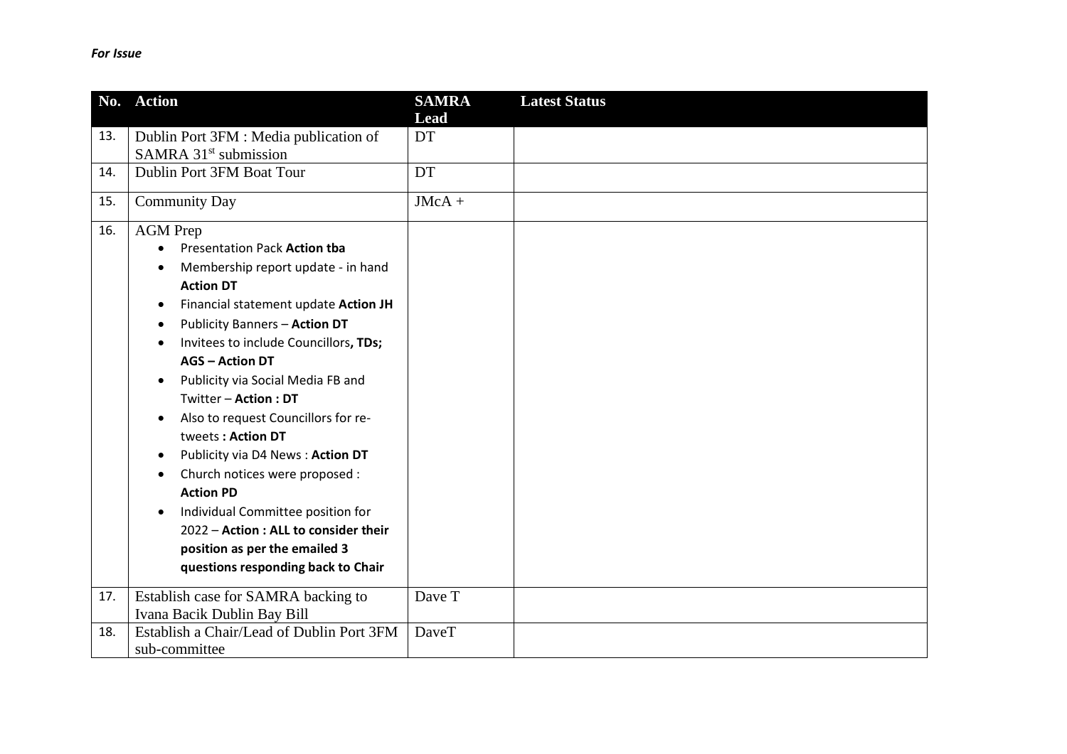***For Issue***

| No. | Action | SAMRA Lead | Latest Status |
| --- | --- | --- | --- |
| 13. | Dublin Port 3FM : Media publication of SAMRA 31st submission | DT | |
| 14. | Dublin Port 3FM Boat Tour | DT | |
| 15. | Community Day | JMcA + | |
| 16. | AGM Prep <br>• Presentation Pack **Action tba** <br>• Membership report update - in hand **Action DT** <br>• Financial statement update **Action JH** <br>• Publicity Banners – **Action DT** <br>• Invitees to include Councillors**, TDs; AGS – Action DT** <br>• Publicity via Social Media FB and Twitter – **Action : DT** <br>• Also to request Councillors for re-tweets **: Action DT** <br>• Publicity via D4 News : **Action DT** <br>• Church notices were proposed : **Action PD** <br>• Individual Committee position for 2022 – **Action : ALL to consider their position as per the emailed 3 questions responding back to Chair** | | |
| 17. | Establish case for SAMRA backing to Ivana Bacik Dublin Bay Bill | Dave T | |
| 18. | Establish a Chair/Lead of Dublin Port 3FM sub-committee | DaveT | |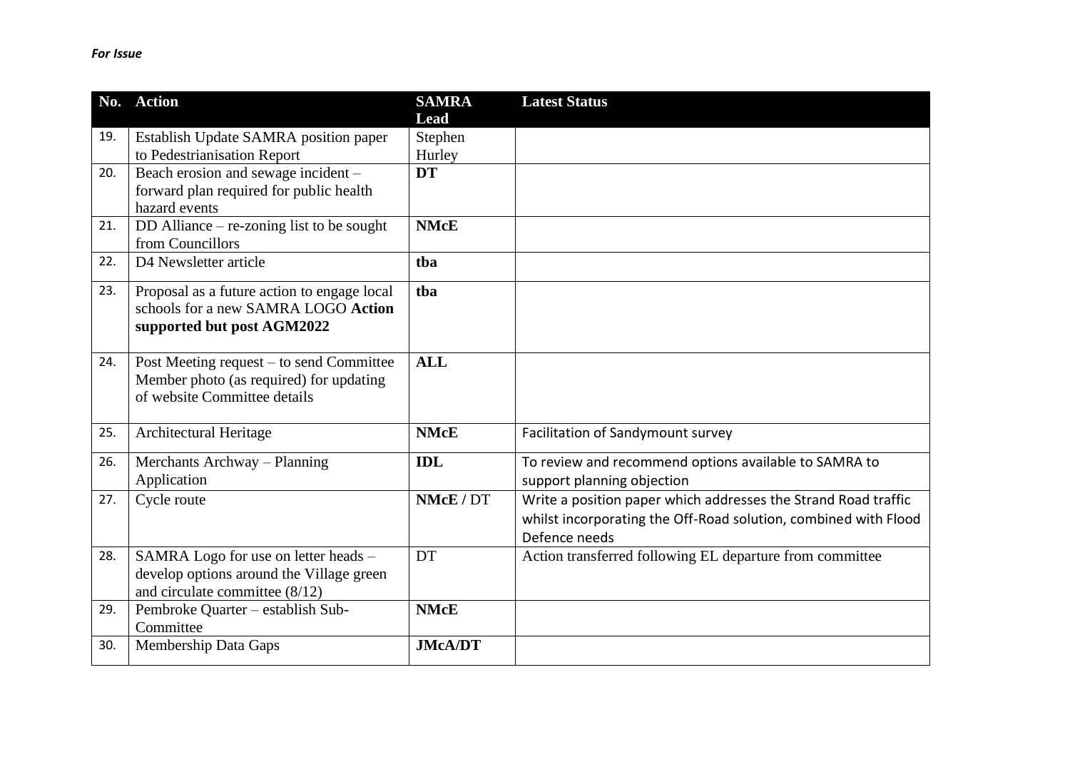*For Issue*

| No. | Action | SAMRA Lead | Latest Status |
|---|---|---|---|
| 19. | Establish Update SAMRA position paper to Pedestrianisation Report | Stephen Hurley | |
| 20. | Beach erosion and sewage incident – forward plan required for public health hazard events | **DT** | |
| 21. | DD Alliance – re-zoning list to be sought from Councillors | **NMcE** | |
| 22. | D4 Newsletter article | **tba** | |
| 23. | Proposal as a future action to engage local schools for a new SAMRA LOGO **Action supported but post AGM2022** | **tba** | |
| 24. | Post Meeting request – to send Committee Member photo (as required) for updating of website Committee details | **ALL** | |
| 25. | Architectural Heritage | **NMcE** | Facilitation of Sandymount survey |
| 26. | Merchants Archway – Planning Application | **IDL** | To review and recommend options available to SAMRA to support planning objection |
| 27. | Cycle route | **NMcE** / DT | Write a position paper which addresses the Strand Road traffic whilst incorporating the Off-Road solution, combined with Flood Defence needs |
| 28. | SAMRA Logo for use on letter heads – develop options around the Village green and circulate committee (8/12) | DT | Action transferred following EL departure from committee |
| 29. | Pembroke Quarter – establish Sub-Committee | **NMcE** | |
| 30. | Membership Data Gaps | **JMcA/DT** | |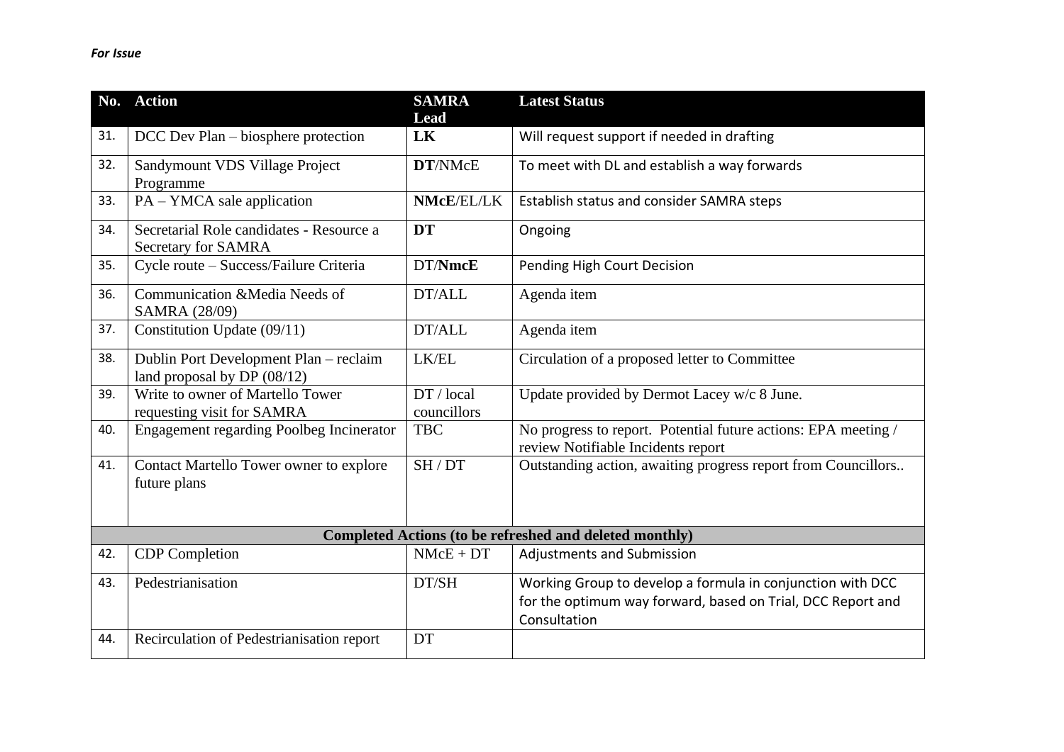*For Issue*

| No. | Action | SAMRA Lead | Latest Status |
|---|---|---|---|
| 31. | DCC Dev Plan – biosphere protection | **LK** | Will request support if needed in drafting |
| 32. | Sandymount VDS Village Project Programme | **DT**/NMcE | To meet with DL and establish a way forwards |
| 33. | PA – YMCA sale application | **NMcE**/EL/LK | Establish status and consider SAMRA steps |
| 34. | Secretarial Role candidates - Resource a Secretary for SAMRA | **DT** | Ongoing |
| 35. | Cycle route – Success/Failure Criteria | DT/**NmcE** | Pending High Court Decision |
| 36. | Communication &Media Needs of SAMRA (28/09) | DT/ALL | Agenda item |
| 37. | Constitution Update (09/11) | DT/ALL | Agenda item |
| 38. | Dublin Port Development Plan – reclaim land proposal by DP (08/12) | LK/EL | Circulation of a proposed letter to Committee |
| 39. | Write to owner of Martello Tower requesting visit for SAMRA | DT / local councillors | Update provided by Dermot Lacey w/c 8 June. |
| 40. | Engagement regarding Poolbeg Incinerator | TBC | No progress to report. Potential future actions: EPA meeting / review Notifiable Incidents report |
| 41. | Contact Martello Tower owner to explore future plans | SH / DT | Outstanding action, awaiting progress report from Councillors.. |
| | **Completed Actions (to be refreshed and deleted monthly)** | | |
| 42. | CDP Completion | NMcE + DT | Adjustments and Submission |
| 43. | Pedestrianisation | DT/SH | Working Group to develop a formula in conjunction with DCC for the optimum way forward, based on Trial, DCC Report and Consultation |
| 44. | Recirculation of Pedestrianisation report | DT | |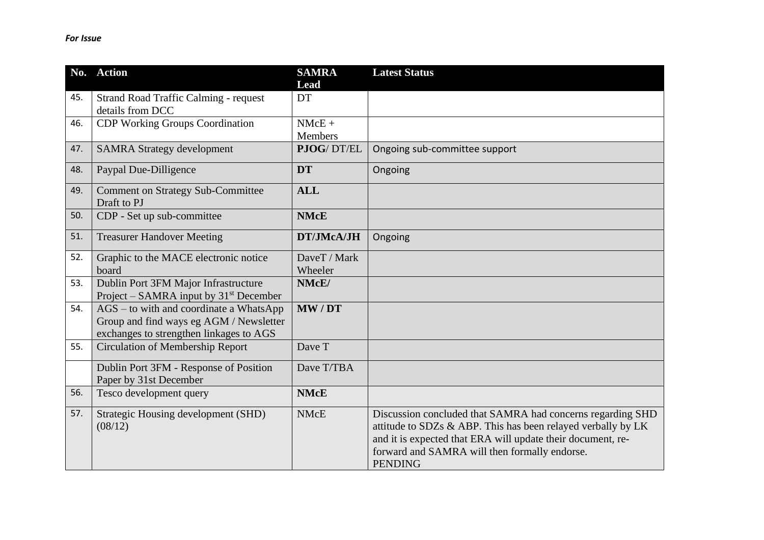*For Issue*

| No. | Action | SAMRA Lead | Latest Status |
|---|---|---|---|
| 45. | Strand Road Traffic Calming - request details from DCC | DT | |
| 46. | CDP Working Groups Coordination | NMcE + Members | |
| 47. | SAMRA Strategy development | **PJOG**/ DT/EL | Ongoing sub-committee support |
| 48. | Paypal Due-Dilligence | **DT** | Ongoing |
| 49. | Comment on Strategy Sub-Committee Draft to PJ | **ALL** | |
| 50. | CDP - Set up sub-committee | **NMcE** | |
| 51. | Treasurer Handover Meeting | **DT/JMcA/JH** | Ongoing |
| 52. | Graphic to the MACE electronic notice board | DaveT / Mark Wheeler | |
| 53. | Dublin Port 3FM Major Infrastructure Project – SAMRA input by 31st December | **NMcE/** | |
| 54. | AGS – to with and coordinate a WhatsApp Group and find ways eg AGM / Newsletter exchanges to strengthen linkages to AGS | **MW / DT** | |
| 55. | Circulation of Membership Report | Dave T | |
| | Dublin Port 3FM - Response of Position Paper by 31st December | Dave T/TBA | |
| 56. | Tesco development query | **NMcE** | |
| 57. | Strategic Housing development (SHD) (08/12) | NMcE | Discussion concluded that SAMRA had concerns regarding SHD attitude to SDZs & ABP. This has been relayed verbally by LK and it is expected that ERA will update their document, re-forward and SAMRA will then formally endorse. PENDING |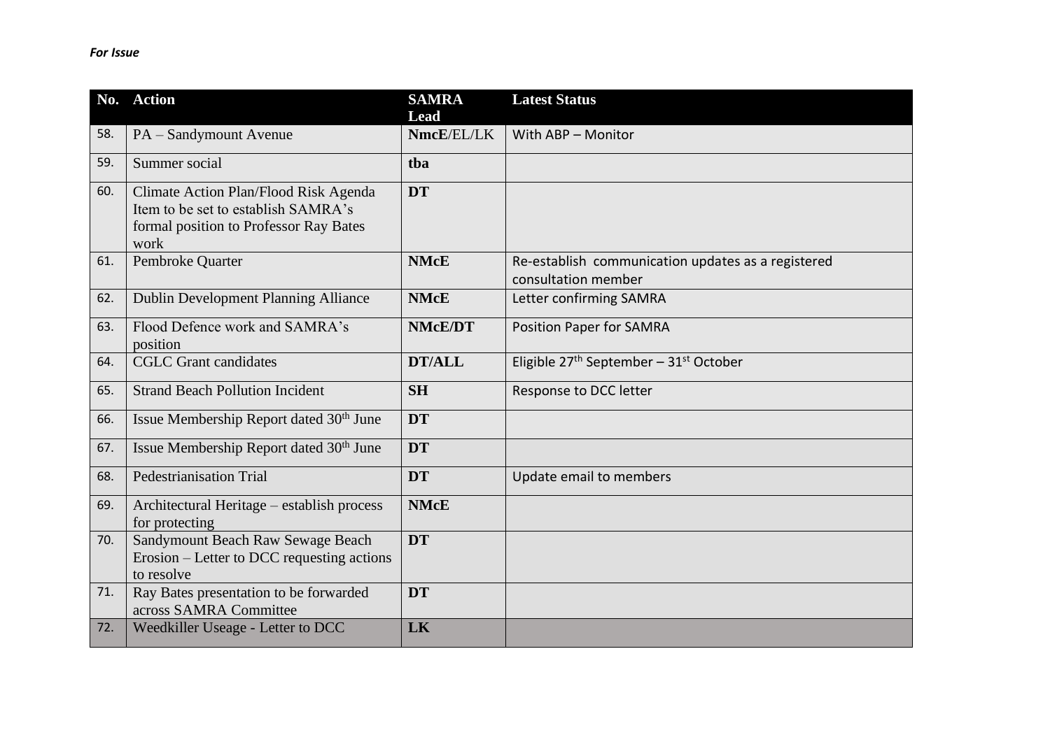*For Issue*

| No. | Action | SAMRA Lead | Latest Status |
| --- | --- | --- | --- |
| 58. | PA – Sandymount Avenue | **NmcE**/EL/LK | With ABP – Monitor |
| 59. | Summer social | **tba** | |
| 60. | Climate Action Plan/Flood Risk Agenda Item to be set to establish SAMRA's formal position to Professor Ray Bates work | **DT** | |
| 61. | Pembroke Quarter | **NMcE** | Re-establish communication updates as a registered consultation member |
| 62. | Dublin Development Planning Alliance | **NMcE** | Letter confirming SAMRA |
| 63. | Flood Defence work and SAMRA's position | **NMcE/DT** | Position Paper for SAMRA |
| 64. | CGLC Grant candidates | **DT/ALL** | Eligible 27th September – 31st October |
| 65. | Strand Beach Pollution Incident | **SH** | Response to DCC letter |
| 66. | Issue Membership Report dated 30th June | **DT** | |
| 67. | Issue Membership Report dated 30th June | **DT** | |
| 68. | Pedestrianisation Trial | **DT** | Update email to members |
| 69. | Architectural Heritage – establish process for protecting | **NMcE** | |
| 70. | Sandymount Beach Raw Sewage Beach Erosion – Letter to DCC requesting actions to resolve | **DT** | |
| 71. | Ray Bates presentation to be forwarded across SAMRA Committee | **DT** | |
| 72. | Weedkiller Useage - Letter to DCC | **LK** | |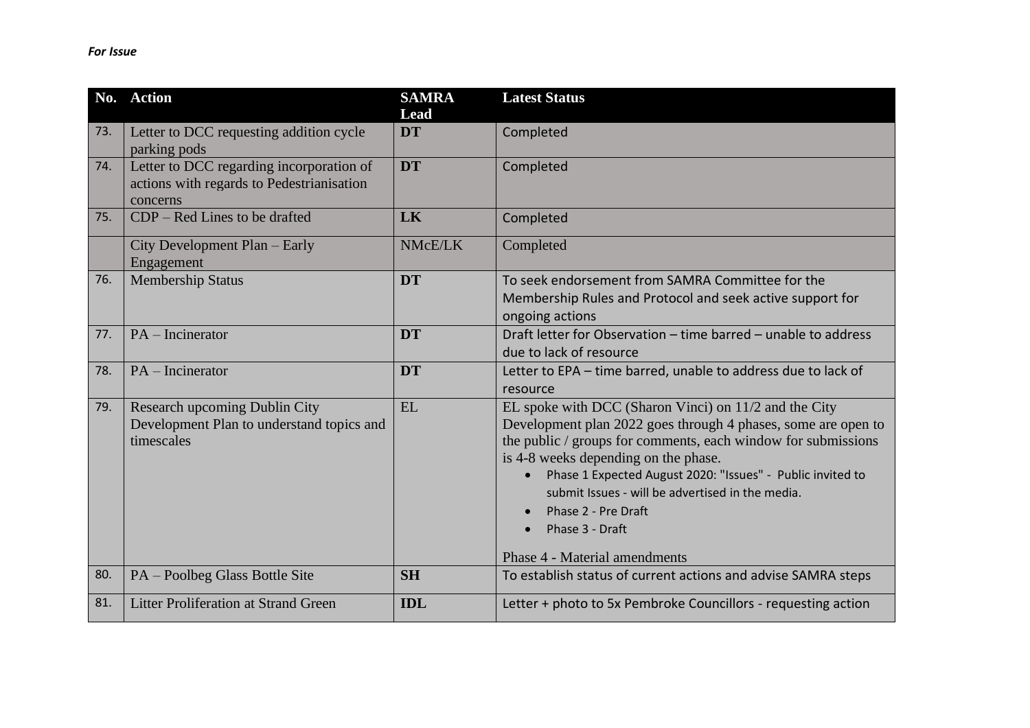*For Issue*

| No. | Action | SAMRA Lead | Latest Status |
|---|---|---|---|
| 73. | Letter to DCC requesting addition cycle parking pods | **DT** | Completed |
| 74. | Letter to DCC regarding incorporation of actions with regards to Pedestrianisation concerns | **DT** | Completed |
| 75. | CDP – Red Lines to be drafted | **LK** | Completed |
| | City Development Plan – Early Engagement | NMcE/LK | Completed |
| 76. | Membership Status | **DT** | To seek endorsement from SAMRA Committee for the Membership Rules and Protocol and seek active support for ongoing actions |
| 77. | PA – Incinerator | **DT** | Draft letter for Observation – time barred – unable to address due to lack of resource |
| 78. | PA – Incinerator | **DT** | Letter to EPA – time barred, unable to address due to lack of resource |
| 79. | Research upcoming Dublin City Development Plan to understand topics and timescales | EL | EL spoke with DCC (Sharon Vinci) on 11/2 and the City Development plan 2022 goes through 4 phases, some are open to the public / groups for comments, each window for submissions is 4-8 weeks depending on the phase.<br>• Phase 1 Expected August 2020: "Issues" - Public invited to submit Issues - will be advertised in the media.<br>• Phase 2 - Pre Draft<br>• Phase 3 - Draft<br><br>Phase 4 - Material amendments |
| 80. | PA – Poolbeg Glass Bottle Site | **SH** | To establish status of current actions and advise SAMRA steps |
| 81. | Litter Proliferation at Strand Green | **IDL** | Letter + photo to 5x Pembroke Councillors - requesting action |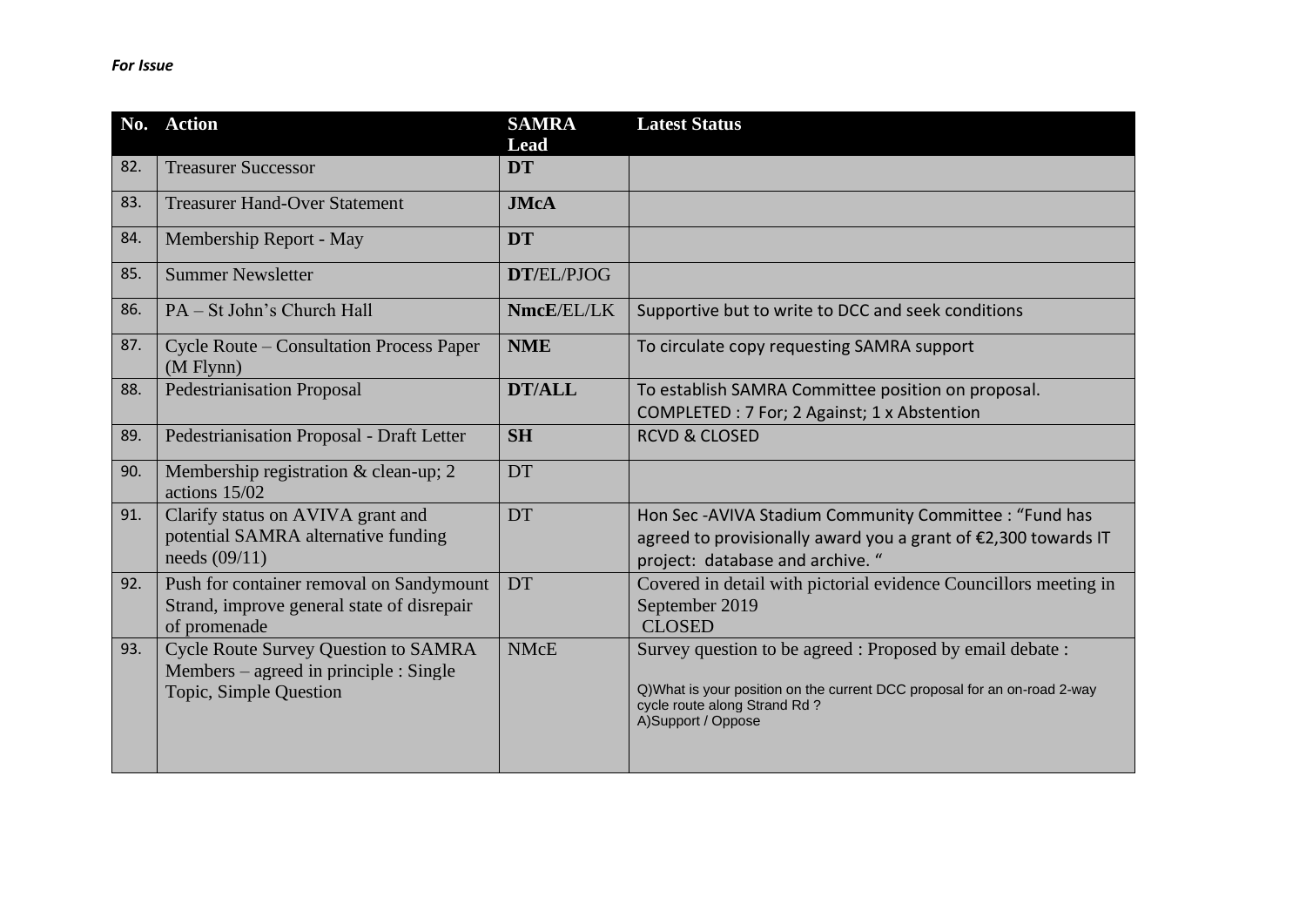*For Issue*

| No. | Action | SAMRA Lead | Latest Status |
|---|---|---|---|
| 82. | Treasurer Successor | **DT** | |
| 83. | Treasurer Hand-Over Statement | **JMcA** | |
| 84. | Membership Report - May | **DT** | |
| 85. | Summer Newsletter | **DT**/EL/PJOG | |
| 86. | PA – St John's Church Hall | **NmcE**/EL/LK | Supportive but to write to DCC and seek conditions |
| 87. | Cycle Route – Consultation Process Paper (M Flynn) | **NME** | To circulate copy requesting SAMRA support |
| 88. | Pedestrianisation Proposal | **DT/ALL** | To establish SAMRA Committee position on proposal. COMPLETED : 7 For; 2 Against; 1 x Abstention |
| 89. | Pedestrianisation Proposal - Draft Letter | **SH** | RCVD & CLOSED |
| 90. | Membership registration & clean-up; 2 actions 15/02 | DT | |
| 91. | Clarify status on AVIVA grant and potential SAMRA alternative funding needs (09/11) | DT | Hon Sec -AVIVA Stadium Community Committee : "Fund has agreed to provisionally award you a grant of €2,300 towards IT project: database and archive. " |
| 92. | Push for container removal on Sandymount Strand, improve general state of disrepair of promenade | DT | Covered in detail with pictorial evidence Councillors meeting in September 2019 CLOSED |
| 93. | Cycle Route Survey Question to SAMRA Members – agreed in principle : Single Topic, Simple Question | NMcE | Survey question to be agreed : Proposed by email debate : Q)What is your position on the current DCC proposal for an on-road 2-way cycle route along Strand Rd ? A)Support / Oppose |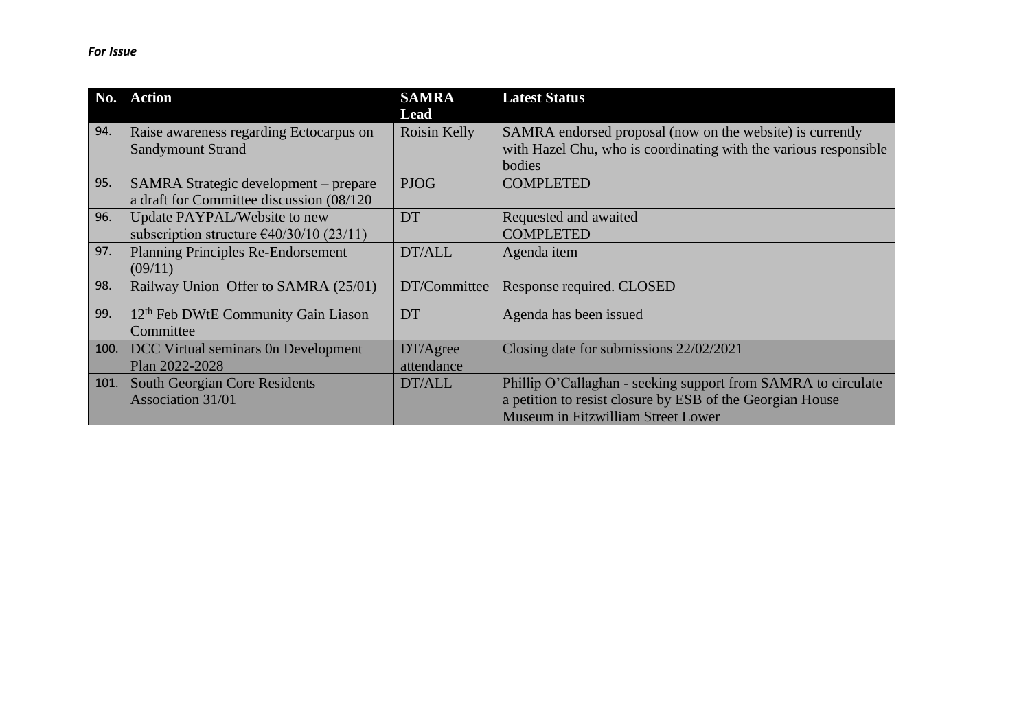*For Issue*

| No. | Action | SAMRA Lead | Latest Status |
|---|---|---|---|
| 94. | Raise awareness regarding Ectocarpus on Sandymount Strand | Roisin Kelly | SAMRA endorsed proposal (now on the website) is currently with Hazel Chu, who is coordinating with the various responsible bodies |
| 95. | SAMRA Strategic development – prepare a draft for Committee discussion (08/120 | PJOG | COMPLETED |
| 96. | Update PAYPAL/Website to new subscription structure €40/30/10 (23/11) | DT | Requested and awaited<br>COMPLETED |
| 97. | Planning Principles Re-Endorsement (09/11) | DT/ALL | Agenda item |
| 98. | Railway Union  Offer to SAMRA (25/01) | DT/Committee | Response required. CLOSED |
| 99. | 12th Feb DWtE Community Gain Liason Committee | DT | Agenda has been issued |
| 100. | DCC Virtual seminars 0n Development Plan 2022-2028 | DT/Agree attendance | Closing date for submissions 22/02/2021 |
| 101. | South Georgian Core Residents Association 31/01 | DT/ALL | Phillip O'Callaghan - seeking support from SAMRA to circulate a petition to resist closure by ESB of the Georgian House Museum in Fitzwilliam Street Lower |